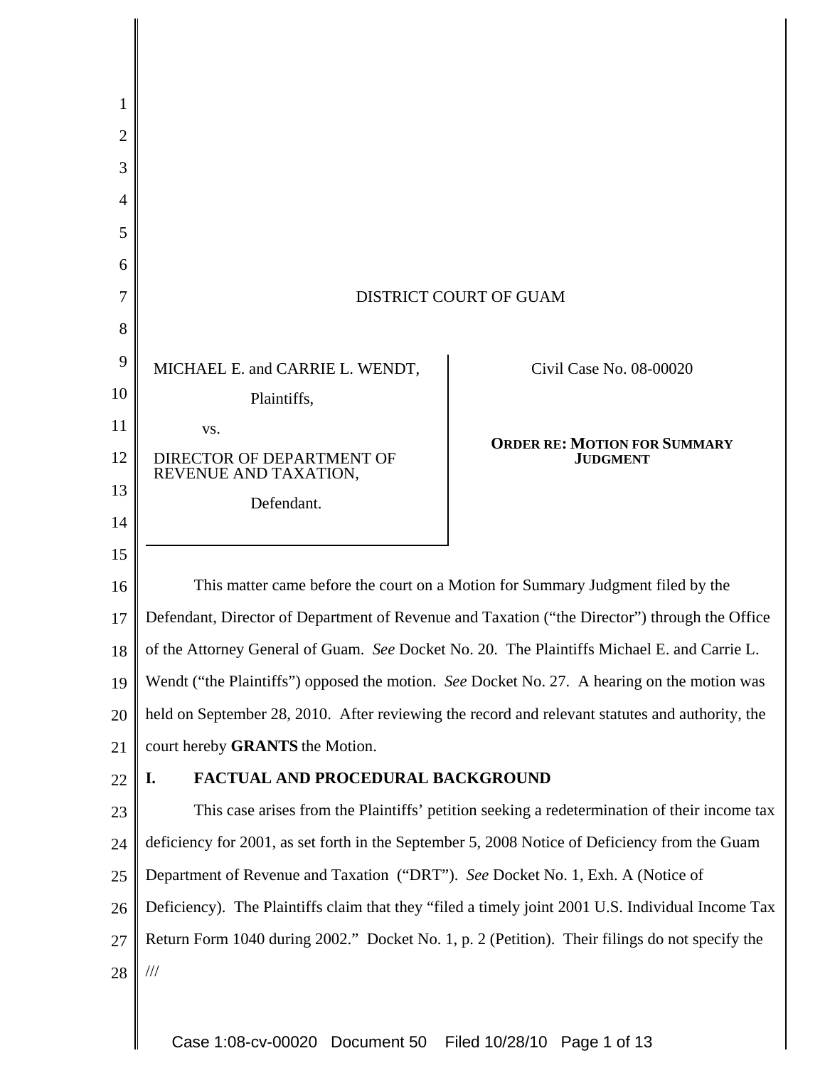DISTRICT COURT OF GUAM

| MICHAEL E. and CARRIE L. WENDT, Plaintiffs, vs. DIRECTOR OF DEPARTMENT OF REVENUE AND TAXATION, Defendant. | Civil Case No. 08-00020 **ORDER RE: MOTION FOR SUMMARY JUDGMENT** |
|---|---|

This matter came before the court on a Motion for Summary Judgment filed by the Defendant, Director of Department of Revenue and Taxation ("the Director") through the Office of the Attorney General of Guam. *See* Docket No. 20. The Plaintiffs Michael E. and Carrie L. Wendt ("the Plaintiffs") opposed the motion. *See* Docket No. 27. A hearing on the motion was held on September 28, 2010. After reviewing the record and relevant statutes and authority, the court hereby **GRANTS** the Motion.

## I. FACTUAL AND PROCEDURAL BACKGROUND

This case arises from the Plaintiffs' petition seeking a redetermination of their income tax deficiency for 2001, as set forth in the September 5, 2008 Notice of Deficiency from the Guam Department of Revenue and Taxation ("DRT"). *See* Docket No. 1, Exh. A (Notice of Deficiency). The Plaintiffs claim that they "filed a timely joint 2001 U.S. Individual Income Tax Return Form 1040 during 2002." Docket No. 1, p. 2 (Petition). Their filings do not specify the

///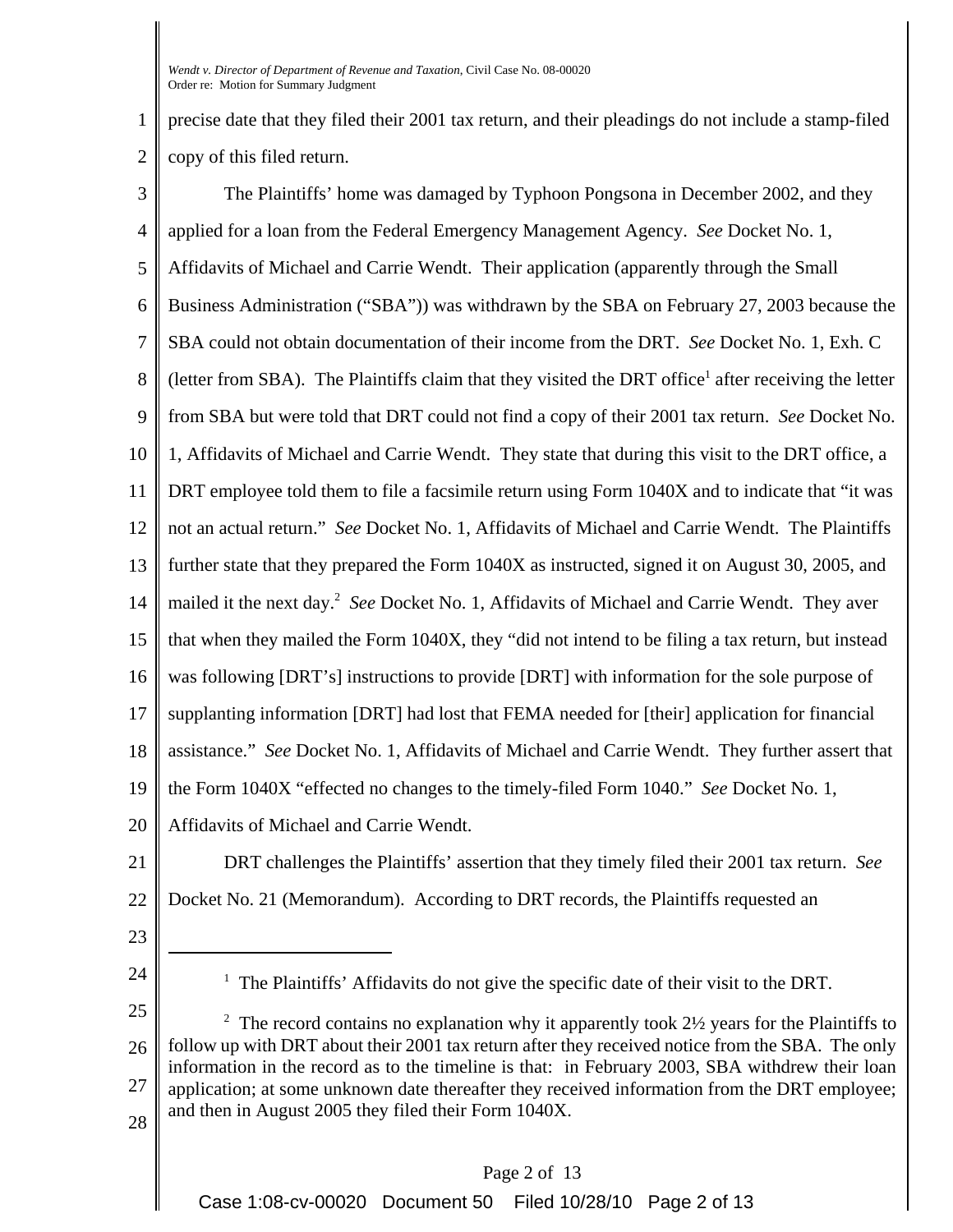precise date that they filed their 2001 tax return, and their pleadings do not include a stamp-filed copy of this filed return.

The Plaintiffs' home was damaged by Typhoon Pongsona in December 2002, and they applied for a loan from the Federal Emergency Management Agency. *See* Docket No. 1, Affidavits of Michael and Carrie Wendt. Their application (apparently through the Small Business Administration ("SBA")) was withdrawn by the SBA on February 27, 2003 because the SBA could not obtain documentation of their income from the DRT. *See* Docket No. 1, Exh. C (letter from SBA). The Plaintiffs claim that they visited the DRT office[1] after receiving the letter from SBA but were told that DRT could not find a copy of their 2001 tax return. *See* Docket No. 1, Affidavits of Michael and Carrie Wendt. They state that during this visit to the DRT office, a DRT employee told them to file a facsimile return using Form 1040X and to indicate that "it was not an actual return." *See* Docket No. 1, Affidavits of Michael and Carrie Wendt. The Plaintiffs further state that they prepared the Form 1040X as instructed, signed it on August 30, 2005, and mailed it the next day.[2] *See* Docket No. 1, Affidavits of Michael and Carrie Wendt. They aver that when they mailed the Form 1040X, they "did not intend to be filing a tax return, but instead was following [DRT's] instructions to provide [DRT] with information for the sole purpose of supplanting information [DRT] had lost that FEMA needed for [their] application for financial assistance." *See* Docket No. 1, Affidavits of Michael and Carrie Wendt. They further assert that the Form 1040X "effected no changes to the timely-filed Form 1040." *See* Docket No. 1, Affidavits of Michael and Carrie Wendt.

DRT challenges the Plaintiffs' assertion that they timely filed their 2001 tax return. *See* Docket No. 21 (Memorandum). According to DRT records, the Plaintiffs requested an

---

[1] The Plaintiffs' Affidavits do not give the specific date of their visit to the DRT.

[2] The record contains no explanation why it apparently took 2½ years for the Plaintiffs to follow up with DRT about their 2001 tax return after they received notice from the SBA. The only information in the record as to the timeline is that: in February 2003, SBA withdrew their loan application; at some unknown date thereafter they received information from the DRT employee; and then in August 2005 they filed their Form 1040X.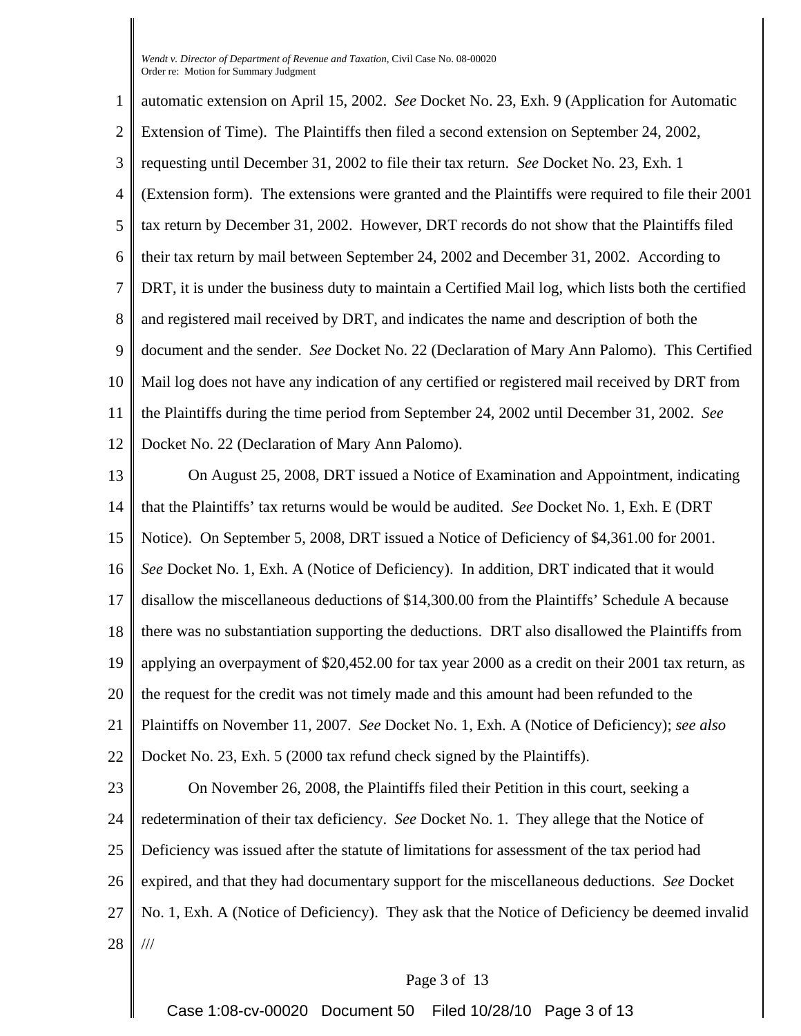automatic extension on April 15, 2002. *See* Docket No. 23, Exh. 9 (Application for Automatic Extension of Time). The Plaintiffs then filed a second extension on September 24, 2002, requesting until December 31, 2002 to file their tax return. *See* Docket No. 23, Exh. 1 (Extension form). The extensions were granted and the Plaintiffs were required to file their 2001 tax return by December 31, 2002. However, DRT records do not show that the Plaintiffs filed their tax return by mail between September 24, 2002 and December 31, 2002. According to DRT, it is under the business duty to maintain a Certified Mail log, which lists both the certified and registered mail received by DRT, and indicates the name and description of both the document and the sender. *See* Docket No. 22 (Declaration of Mary Ann Palomo). This Certified Mail log does not have any indication of any certified or registered mail received by DRT from the Plaintiffs during the time period from September 24, 2002 until December 31, 2002. *See* Docket No. 22 (Declaration of Mary Ann Palomo).

On August 25, 2008, DRT issued a Notice of Examination and Appointment, indicating that the Plaintiffs' tax returns would be would be audited. *See* Docket No. 1, Exh. E (DRT Notice). On September 5, 2008, DRT issued a Notice of Deficiency of $4,361.00 for 2001. *See* Docket No. 1, Exh. A (Notice of Deficiency). In addition, DRT indicated that it would disallow the miscellaneous deductions of $14,300.00 from the Plaintiffs' Schedule A because there was no substantiation supporting the deductions. DRT also disallowed the Plaintiffs from applying an overpayment of $20,452.00 for tax year 2000 as a credit on their 2001 tax return, as the request for the credit was not timely made and this amount had been refunded to the Plaintiffs on November 11, 2007. *See* Docket No. 1, Exh. A (Notice of Deficiency); *see also* Docket No. 23, Exh. 5 (2000 tax refund check signed by the Plaintiffs).

On November 26, 2008, the Plaintiffs filed their Petition in this court, seeking a redetermination of their tax deficiency. *See* Docket No. 1. They allege that the Notice of Deficiency was issued after the statute of limitations for assessment of the tax period had expired, and that they had documentary support for the miscellaneous deductions. *See* Docket No. 1, Exh. A (Notice of Deficiency). They ask that the Notice of Deficiency be deemed invalid

///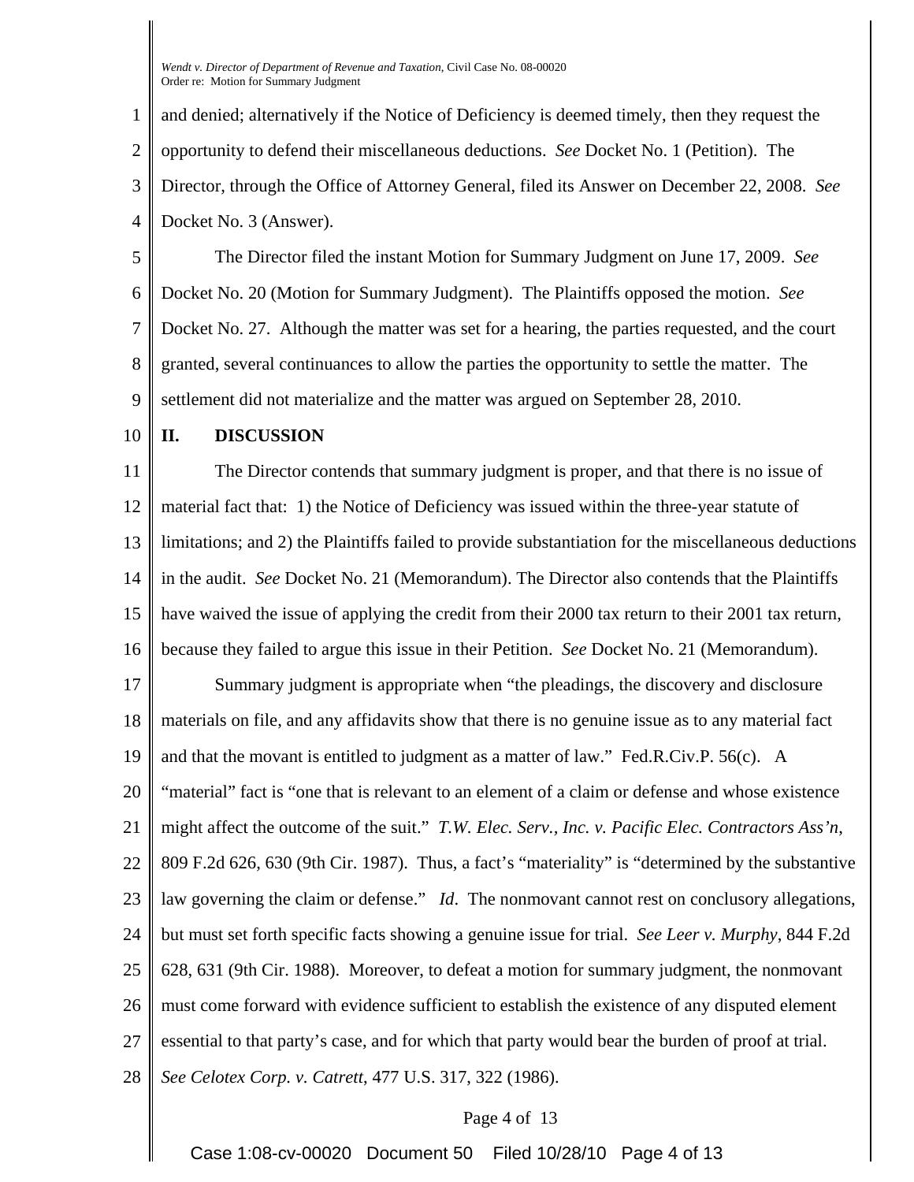and denied; alternatively if the Notice of Deficiency is deemed timely, then they request the opportunity to defend their miscellaneous deductions. *See* Docket No. 1 (Petition). The Director, through the Office of Attorney General, filed its Answer on December 22, 2008. *See* Docket No. 3 (Answer).

The Director filed the instant Motion for Summary Judgment on June 17, 2009. *See* Docket No. 20 (Motion for Summary Judgment). The Plaintiffs opposed the motion. *See* Docket No. 27. Although the matter was set for a hearing, the parties requested, and the court granted, several continuances to allow the parties the opportunity to settle the matter. The settlement did not materialize and the matter was argued on September 28, 2010.

## II. DISCUSSION

The Director contends that summary judgment is proper, and that there is no issue of material fact that: 1) the Notice of Deficiency was issued within the three-year statute of limitations; and 2) the Plaintiffs failed to provide substantiation for the miscellaneous deductions in the audit. *See* Docket No. 21 (Memorandum). The Director also contends that the Plaintiffs have waived the issue of applying the credit from their 2000 tax return to their 2001 tax return, because they failed to argue this issue in their Petition. *See* Docket No. 21 (Memorandum).

Summary judgment is appropriate when "the pleadings, the discovery and disclosure materials on file, and any affidavits show that there is no genuine issue as to any material fact and that the movant is entitled to judgment as a matter of law." Fed.R.Civ.P. 56(c). A "material" fact is "one that is relevant to an element of a claim or defense and whose existence might affect the outcome of the suit." *T.W. Elec. Serv., Inc. v. Pacific Elec. Contractors Ass'n*, 809 F.2d 626, 630 (9th Cir. 1987). Thus, a fact's "materiality" is "determined by the substantive law governing the claim or defense." *Id*. The nonmovant cannot rest on conclusory allegations, but must set forth specific facts showing a genuine issue for trial. *See Leer v. Murphy*, 844 F.2d 628, 631 (9th Cir. 1988). Moreover, to defeat a motion for summary judgment, the nonmovant must come forward with evidence sufficient to establish the existence of any disputed element essential to that party's case, and for which that party would bear the burden of proof at trial. *See Celotex Corp. v. Catrett*, 477 U.S. 317, 322 (1986).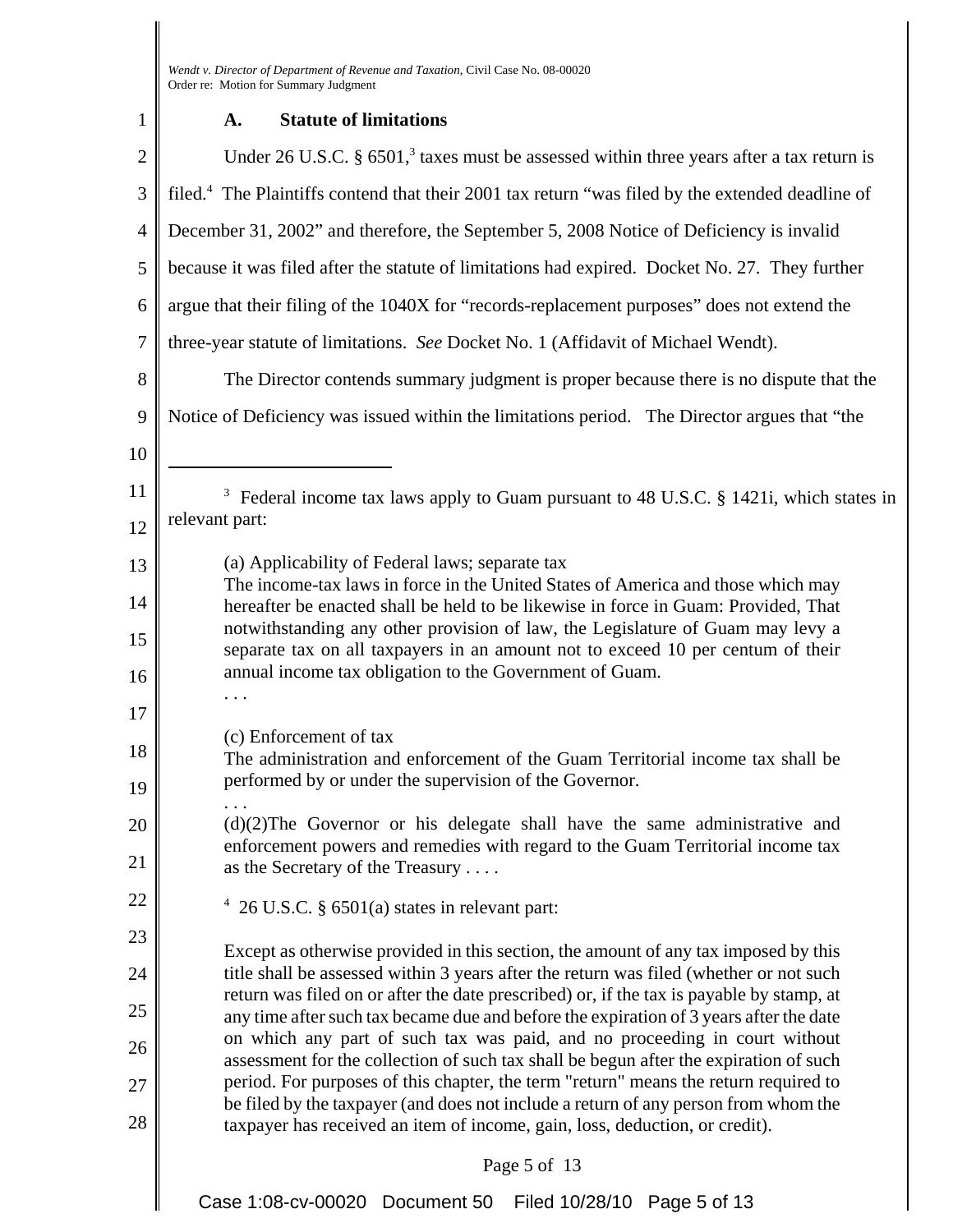### A. Statute of limitations

Under 26 U.S.C. § 6501,[3] taxes must be assessed within three years after a tax return is filed.[4] The Plaintiffs contend that their 2001 tax return "was filed by the extended deadline of December 31, 2002" and therefore, the September 5, 2008 Notice of Deficiency is invalid because it was filed after the statute of limitations had expired. Docket No. 27. They further argue that their filing of the 1040X for "records-replacement purposes" does not extend the three-year statute of limitations. *See* Docket No. 1 (Affidavit of Michael Wendt).

The Director contends summary judgment is proper because there is no dispute that the Notice of Deficiency was issued within the limitations period. The Director argues that "the

---

[3] Federal income tax laws apply to Guam pursuant to 48 U.S.C. § 1421i, which states in relevant part:

> (a) Applicability of Federal laws; separate tax
> The income-tax laws in force in the United States of America and those which may hereafter be enacted shall be held to be likewise in force in Guam: Provided, That notwithstanding any other provision of law, the Legislature of Guam may levy a separate tax on all taxpayers in an amount not to exceed 10 per centum of their annual income tax obligation to the Government of Guam.
> . . .
>
> (c) Enforcement of tax
> The administration and enforcement of the Guam Territorial income tax shall be performed by or under the supervision of the Governor.
> . . .
> (d)(2)The Governor or his delegate shall have the same administrative and enforcement powers and remedies with regard to the Guam Territorial income tax as the Secretary of the Treasury . . . .

[4] 26 U.S.C. § 6501(a) states in relevant part:

> Except as otherwise provided in this section, the amount of any tax imposed by this title shall be assessed within 3 years after the return was filed (whether or not such return was filed on or after the date prescribed) or, if the tax is payable by stamp, at any time after such tax became due and before the expiration of 3 years after the date on which any part of such tax was paid, and no proceeding in court without assessment for the collection of such tax shall be begun after the expiration of such period. For purposes of this chapter, the term "return" means the return required to be filed by the taxpayer (and does not include a return of any person from whom the taxpayer has received an item of income, gain, loss, deduction, or credit).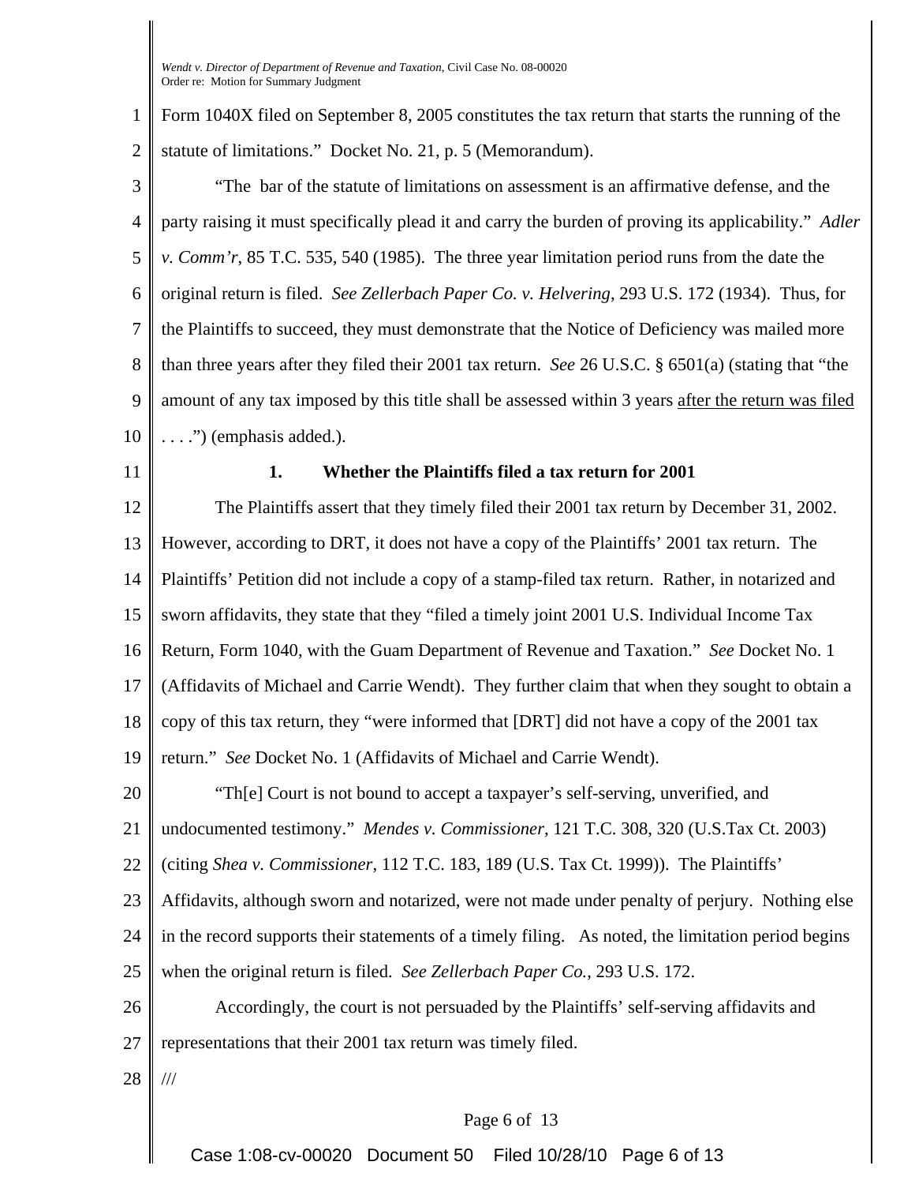Form 1040X filed on September 8, 2005 constitutes the tax return that starts the running of the statute of limitations." Docket No. 21, p. 5 (Memorandum).

"The bar of the statute of limitations on assessment is an affirmative defense, and the party raising it must specifically plead it and carry the burden of proving its applicability." *Adler v. Comm'r*, 85 T.C. 535, 540 (1985). The three year limitation period runs from the date the original return is filed. *See Zellerbach Paper Co. v. Helvering*, 293 U.S. 172 (1934). Thus, for the Plaintiffs to succeed, they must demonstrate that the Notice of Deficiency was mailed more than three years after they filed their 2001 tax return. *See* 26 U.S.C. § 6501(a) (stating that "the amount of any tax imposed by this title shall be assessed within 3 years <u>after the return was filed</u> . . . .") (emphasis added.).

**1. Whether the Plaintiffs filed a tax return for 2001**

The Plaintiffs assert that they timely filed their 2001 tax return by December 31, 2002. However, according to DRT, it does not have a copy of the Plaintiffs' 2001 tax return. The Plaintiffs' Petition did not include a copy of a stamp-filed tax return. Rather, in notarized and sworn affidavits, they state that they "filed a timely joint 2001 U.S. Individual Income Tax Return, Form 1040, with the Guam Department of Revenue and Taxation." *See* Docket No. 1 (Affidavits of Michael and Carrie Wendt). They further claim that when they sought to obtain a copy of this tax return, they "were informed that [DRT] did not have a copy of the 2001 tax return." *See* Docket No. 1 (Affidavits of Michael and Carrie Wendt).

"Th[e] Court is not bound to accept a taxpayer's self-serving, unverified, and undocumented testimony." *Mendes v. Commissioner*, 121 T.C. 308, 320 (U.S.Tax Ct. 2003) (citing *Shea v. Commissioner*, 112 T.C. 183, 189 (U.S. Tax Ct. 1999)). The Plaintiffs' Affidavits, although sworn and notarized, were not made under penalty of perjury. Nothing else in the record supports their statements of a timely filing. As noted, the limitation period begins when the original return is filed. *See Zellerbach Paper Co.*, 293 U.S. 172.

Accordingly, the court is not persuaded by the Plaintiffs' self-serving affidavits and representations that their 2001 tax return was timely filed.

///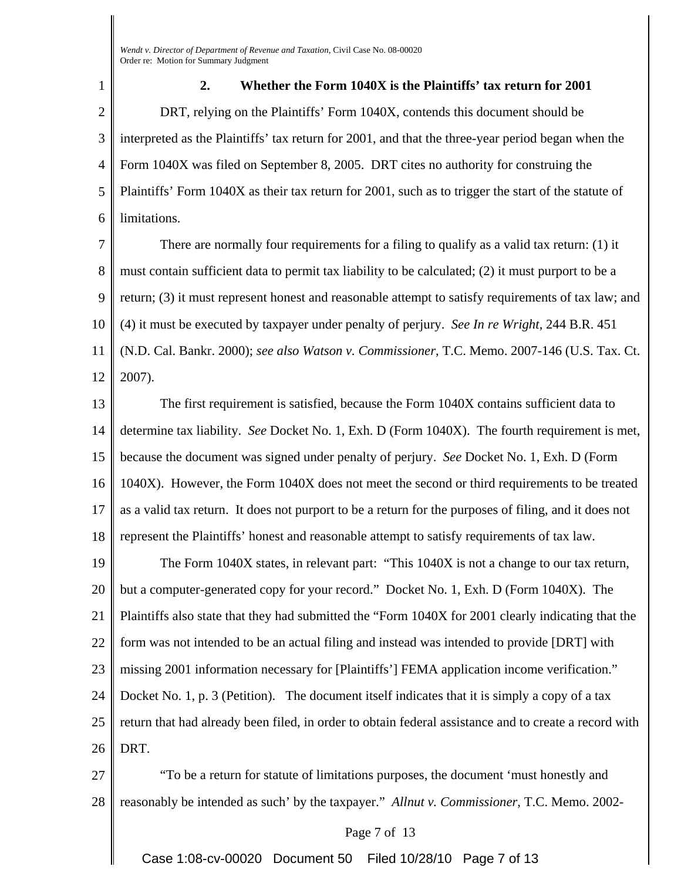### 2. Whether the Form 1040X is the Plaintiffs' tax return for 2001

DRT, relying on the Plaintiffs' Form 1040X, contends this document should be interpreted as the Plaintiffs' tax return for 2001, and that the three-year period began when the Form 1040X was filed on September 8, 2005. DRT cites no authority for construing the Plaintiffs' Form 1040X as their tax return for 2001, such as to trigger the start of the statute of limitations.

There are normally four requirements for a filing to qualify as a valid tax return: (1) it must contain sufficient data to permit tax liability to be calculated; (2) it must purport to be a return; (3) it must represent honest and reasonable attempt to satisfy requirements of tax law; and (4) it must be executed by taxpayer under penalty of perjury. *See In re Wright*, 244 B.R. 451 (N.D. Cal. Bankr. 2000); *see also Watson v. Commissioner*, T.C. Memo. 2007-146 (U.S. Tax. Ct. 2007).

The first requirement is satisfied, because the Form 1040X contains sufficient data to determine tax liability. *See* Docket No. 1, Exh. D (Form 1040X). The fourth requirement is met, because the document was signed under penalty of perjury. *See* Docket No. 1, Exh. D (Form 1040X). However, the Form 1040X does not meet the second or third requirements to be treated as a valid tax return. It does not purport to be a return for the purposes of filing, and it does not represent the Plaintiffs' honest and reasonable attempt to satisfy requirements of tax law.

The Form 1040X states, in relevant part: "This 1040X is not a change to our tax return, but a computer-generated copy for your record." Docket No. 1, Exh. D (Form 1040X). The Plaintiffs also state that they had submitted the "Form 1040X for 2001 clearly indicating that the form was not intended to be an actual filing and instead was intended to provide [DRT] with missing 2001 information necessary for [Plaintiffs'] FEMA application income verification." Docket No. 1, p. 3 (Petition). The document itself indicates that it is simply a copy of a tax return that had already been filed, in order to obtain federal assistance and to create a record with DRT.

"To be a return for statute of limitations purposes, the document 'must honestly and reasonably be intended as such' by the taxpayer." *Allnut v. Commissioner*, T.C. Memo. 2002-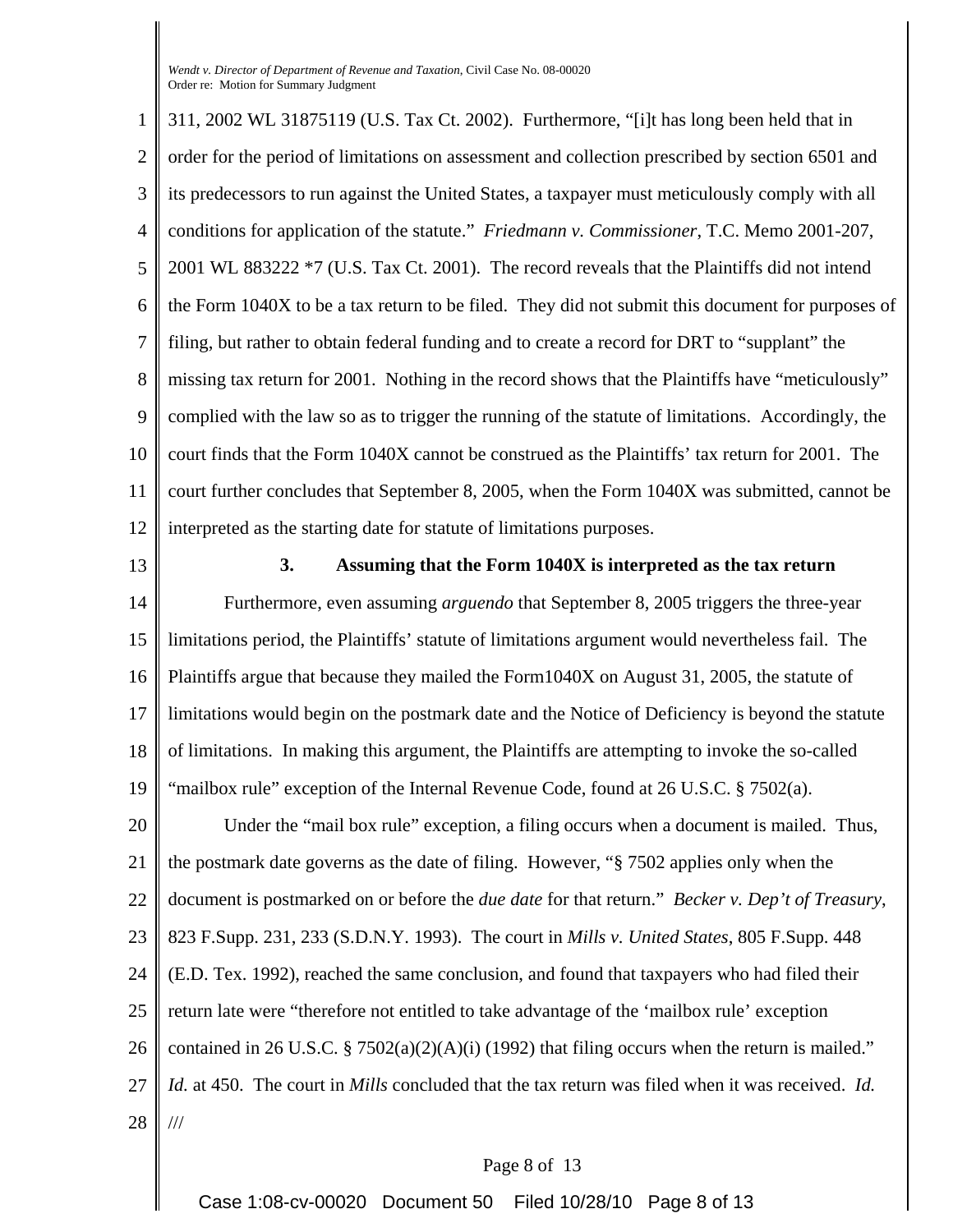311, 2002 WL 31875119 (U.S. Tax Ct. 2002). Furthermore, "[i]t has long been held that in order for the period of limitations on assessment and collection prescribed by section 6501 and its predecessors to run against the United States, a taxpayer must meticulously comply with all conditions for application of the statute." *Friedmann v. Commissioner*, T.C. Memo 2001-207, 2001 WL 883222 *7 (U.S. Tax Ct. 2001). The record reveals that the Plaintiffs did not intend the Form 1040X to be a tax return to be filed. They did not submit this document for purposes of filing, but rather to obtain federal funding and to create a record for DRT to "supplant" the missing tax return for 2001. Nothing in the record shows that the Plaintiffs have "meticulously" complied with the law so as to trigger the running of the statute of limitations. Accordingly, the court finds that the Form 1040X cannot be construed as the Plaintiffs' tax return for 2001. The court further concludes that September 8, 2005, when the Form 1040X was submitted, cannot be interpreted as the starting date for statute of limitations purposes.

### 3. Assuming that the Form 1040X is interpreted as the tax return

Furthermore, even assuming *arguendo* that September 8, 2005 triggers the three-year limitations period, the Plaintiffs' statute of limitations argument would nevertheless fail. The Plaintiffs argue that because they mailed the Form1040X on August 31, 2005, the statute of limitations would begin on the postmark date and the Notice of Deficiency is beyond the statute of limitations. In making this argument, the Plaintiffs are attempting to invoke the so-called "mailbox rule" exception of the Internal Revenue Code, found at 26 U.S.C. § 7502(a).

Under the "mail box rule" exception, a filing occurs when a document is mailed. Thus, the postmark date governs as the date of filing. However, "§ 7502 applies only when the document is postmarked on or before the *due date* for that return." *Becker v. Dep't of Treasury*, 823 F.Supp. 231, 233 (S.D.N.Y. 1993). The court in *Mills v. United States*, 805 F.Supp. 448 (E.D. Tex. 1992), reached the same conclusion, and found that taxpayers who had filed their return late were "therefore not entitled to take advantage of the 'mailbox rule' exception contained in 26 U.S.C. § 7502(a)(2)(A)(i) (1992) that filing occurs when the return is mailed." *Id.* at 450. The court in *Mills* concluded that the tax return was filed when it was received. *Id.*

///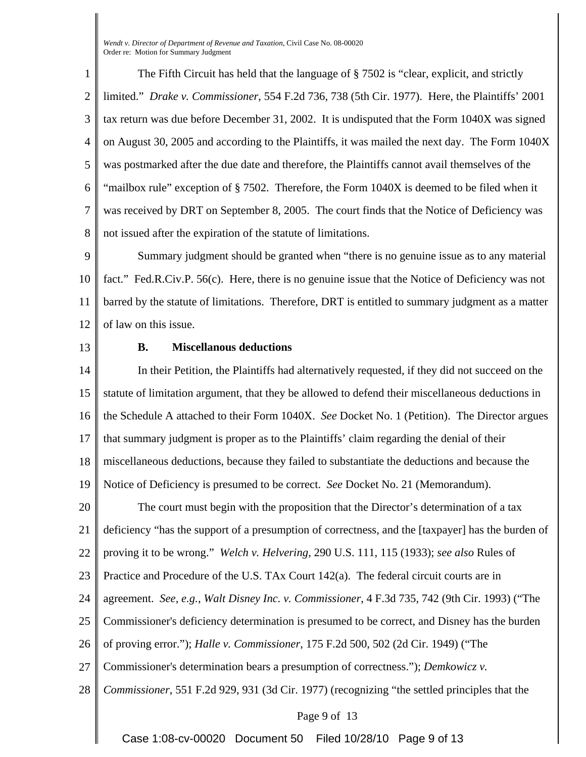The Fifth Circuit has held that the language of § 7502 is "clear, explicit, and strictly limited." *Drake v. Commissioner*, 554 F.2d 736, 738 (5th Cir. 1977). Here, the Plaintiffs' 2001 tax return was due before December 31, 2002. It is undisputed that the Form 1040X was signed on August 30, 2005 and according to the Plaintiffs, it was mailed the next day. The Form 1040X was postmarked after the due date and therefore, the Plaintiffs cannot avail themselves of the "mailbox rule" exception of § 7502. Therefore, the Form 1040X is deemed to be filed when it was received by DRT on September 8, 2005. The court finds that the Notice of Deficiency was not issued after the expiration of the statute of limitations.

Summary judgment should be granted when "there is no genuine issue as to any material fact." Fed.R.Civ.P. 56(c). Here, there is no genuine issue that the Notice of Deficiency was not barred by the statute of limitations. Therefore, DRT is entitled to summary judgment as a matter of law on this issue.

**B. Miscellanous deductions**

In their Petition, the Plaintiffs had alternatively requested, if they did not succeed on the statute of limitation argument, that they be allowed to defend their miscellaneous deductions in the Schedule A attached to their Form 1040X. *See* Docket No. 1 (Petition). The Director argues that summary judgment is proper as to the Plaintiffs' claim regarding the denial of their miscellaneous deductions, because they failed to substantiate the deductions and because the Notice of Deficiency is presumed to be correct. *See* Docket No. 21 (Memorandum).

The court must begin with the proposition that the Director's determination of a tax deficiency "has the support of a presumption of correctness, and the [taxpayer] has the burden of proving it to be wrong." *Welch v. Helvering*, 290 U.S. 111, 115 (1933); *see also* Rules of Practice and Procedure of the U.S. TAx Court 142(a). The federal circuit courts are in agreement. *See, e.g., Walt Disney Inc. v. Commissioner*, 4 F.3d 735, 742 (9th Cir. 1993) ("The Commissioner's deficiency determination is presumed to be correct, and Disney has the burden of proving error."); *Halle v. Commissioner*, 175 F.2d 500, 502 (2d Cir. 1949) ("The Commissioner's determination bears a presumption of correctness."); *Demkowicz v. Commissioner*, 551 F.2d 929, 931 (3d Cir. 1977) (recognizing "the settled principles that the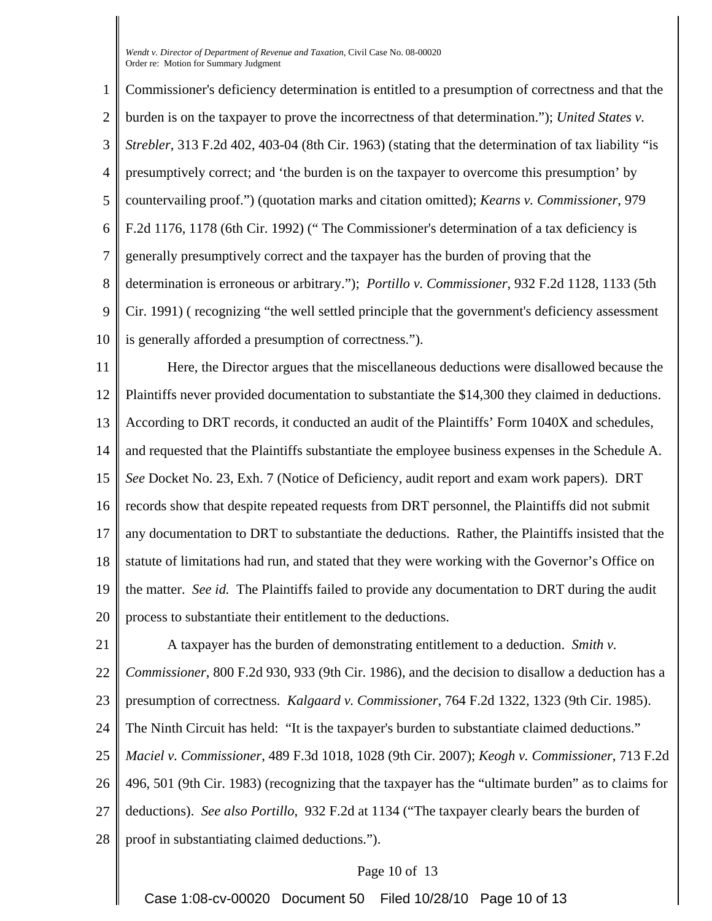Commissioner's deficiency determination is entitled to a presumption of correctness and that the burden is on the taxpayer to prove the incorrectness of that determination."); *United States v. Strebler*, 313 F.2d 402, 403-04 (8th Cir. 1963) (stating that the determination of tax liability "is presumptively correct; and 'the burden is on the taxpayer to overcome this presumption' by countervailing proof.") (quotation marks and citation omitted); *Kearns v. Commissioner*, 979 F.2d 1176, 1178 (6th Cir. 1992) (" The Commissioner's determination of a tax deficiency is generally presumptively correct and the taxpayer has the burden of proving that the determination is erroneous or arbitrary."); *Portillo v. Commissioner*, 932 F.2d 1128, 1133 (5th Cir. 1991) ( recognizing "the well settled principle that the government's deficiency assessment is generally afforded a presumption of correctness.").

Here, the Director argues that the miscellaneous deductions were disallowed because the Plaintiffs never provided documentation to substantiate the $14,300 they claimed in deductions. According to DRT records, it conducted an audit of the Plaintiffs' Form 1040X and schedules, and requested that the Plaintiffs substantiate the employee business expenses in the Schedule A. *See* Docket No. 23, Exh. 7 (Notice of Deficiency, audit report and exam work papers). DRT records show that despite repeated requests from DRT personnel, the Plaintiffs did not submit any documentation to DRT to substantiate the deductions. Rather, the Plaintiffs insisted that the statute of limitations had run, and stated that they were working with the Governor's Office on the matter. *See id.* The Plaintiffs failed to provide any documentation to DRT during the audit process to substantiate their entitlement to the deductions.

A taxpayer has the burden of demonstrating entitlement to a deduction. *Smith v. Commissioner*, 800 F.2d 930, 933 (9th Cir. 1986), and the decision to disallow a deduction has a presumption of correctness. *Kalgaard v. Commissioner*, 764 F.2d 1322, 1323 (9th Cir. 1985). The Ninth Circuit has held: "It is the taxpayer's burden to substantiate claimed deductions." *Maciel v. Commissioner*, 489 F.3d 1018, 1028 (9th Cir. 2007); *Keogh v. Commissioner*, 713 F.2d 496, 501 (9th Cir. 1983) (recognizing that the taxpayer has the "ultimate burden" as to claims for deductions). *See also Portillo*, 932 F.2d at 1134 ("The taxpayer clearly bears the burden of proof in substantiating claimed deductions.").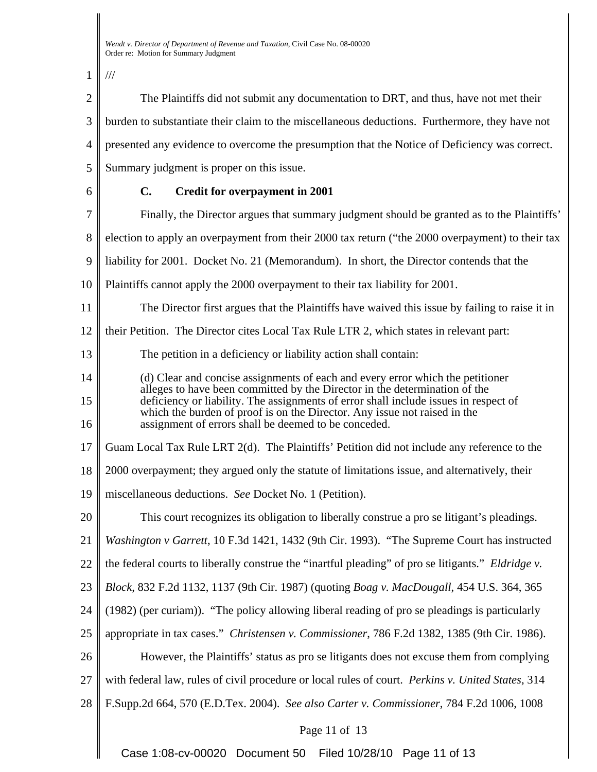///

The Plaintiffs did not submit any documentation to DRT, and thus, have not met their burden to substantiate their claim to the miscellaneous deductions. Furthermore, they have not presented any evidence to overcome the presumption that the Notice of Deficiency was correct. Summary judgment is proper on this issue.

**C. Credit for overpayment in 2001**

Finally, the Director argues that summary judgment should be granted as to the Plaintiffs' election to apply an overpayment from their 2000 tax return ("the 2000 overpayment) to their tax liability for 2001. Docket No. 21 (Memorandum). In short, the Director contends that the Plaintiffs cannot apply the 2000 overpayment to their tax liability for 2001.

The Director first argues that the Plaintiffs have waived this issue by failing to raise it in their Petition. The Director cites Local Tax Rule LTR 2, which states in relevant part:

> The petition in a deficiency or liability action shall contain:
>
> (d) Clear and concise assignments of each and every error which the petitioner alleges to have been committed by the Director in the determination of the deficiency or liability. The assignments of error shall include issues in respect of which the burden of proof is on the Director. Any issue not raised in the assignment of errors shall be deemed to be conceded.

Guam Local Tax Rule LRT 2(d). The Plaintiffs' Petition did not include any reference to the 2000 overpayment; they argued only the statute of limitations issue, and alternatively, their miscellaneous deductions. *See* Docket No. 1 (Petition).

This court recognizes its obligation to liberally construe a pro se litigant's pleadings. *Washington v Garrett*, 10 F.3d 1421, 1432 (9th Cir. 1993). "The Supreme Court has instructed the federal courts to liberally construe the "inartful pleading" of pro se litigants." *Eldridge v. Block*, 832 F.2d 1132, 1137 (9th Cir. 1987) (quoting *Boag v. MacDougall*, 454 U.S. 364, 365 (1982) (per curiam)). "The policy allowing liberal reading of pro se pleadings is particularly appropriate in tax cases." *Christensen v. Commissioner*, 786 F.2d 1382, 1385 (9th Cir. 1986).

However, the Plaintiffs' status as pro se litigants does not excuse them from complying with federal law, rules of civil procedure or local rules of court. *Perkins v. United States*, 314 F.Supp.2d 664, 570 (E.D.Tex. 2004). *See also Carter v. Commissioner*, 784 F.2d 1006, 1008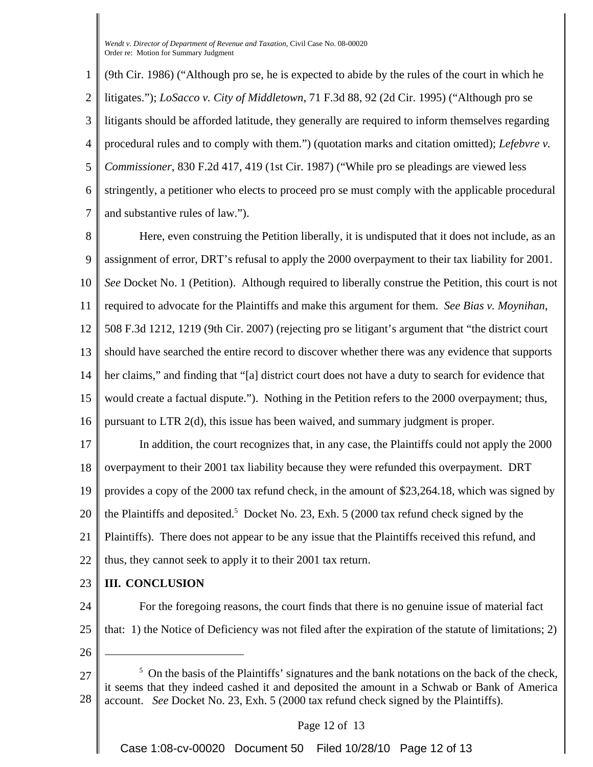(9th Cir. 1986) ("Although pro se, he is expected to abide by the rules of the court in which he litigates."); *LoSacco v. City of Middletown*, 71 F.3d 88, 92 (2d Cir. 1995) ("Although pro se litigants should be afforded latitude, they generally are required to inform themselves regarding procedural rules and to comply with them.") (quotation marks and citation omitted); *Lefebvre v. Commissioner*, 830 F.2d 417, 419 (1st Cir. 1987) ("While pro se pleadings are viewed less stringently, a petitioner who elects to proceed pro se must comply with the applicable procedural and substantive rules of law.").

Here, even construing the Petition liberally, it is undisputed that it does not include, as an assignment of error, DRT's refusal to apply the 2000 overpayment to their tax liability for 2001. *See* Docket No. 1 (Petition). Although required to liberally construe the Petition, this court is not required to advocate for the Plaintiffs and make this argument for them. *See Bias v. Moynihan*, 508 F.3d 1212, 1219 (9th Cir. 2007) (rejecting pro se litigant's argument that "the district court should have searched the entire record to discover whether there was any evidence that supports her claims," and finding that "[a] district court does not have a duty to search for evidence that would create a factual dispute."). Nothing in the Petition refers to the 2000 overpayment; thus, pursuant to LTR 2(d), this issue has been waived, and summary judgment is proper.

In addition, the court recognizes that, in any case, the Plaintiffs could not apply the 2000 overpayment to their 2001 tax liability because they were refunded this overpayment. DRT provides a copy of the 2000 tax refund check, in the amount of $23,264.18, which was signed by the Plaintiffs and deposited.[5] Docket No. 23, Exh. 5 (2000 tax refund check signed by the Plaintiffs). There does not appear to be any issue that the Plaintiffs received this refund, and thus, they cannot seek to apply it to their 2001 tax return.

## III. CONCLUSION

For the foregoing reasons, the court finds that there is no genuine issue of material fact that: 1) the Notice of Deficiency was not filed after the expiration of the statute of limitations; 2)

---

[5] On the basis of the Plaintiffs' signatures and the bank notations on the back of the check, it seems that they indeed cashed it and deposited the amount in a Schwab or Bank of America account. *See* Docket No. 23, Exh. 5 (2000 tax refund check signed by the Plaintiffs).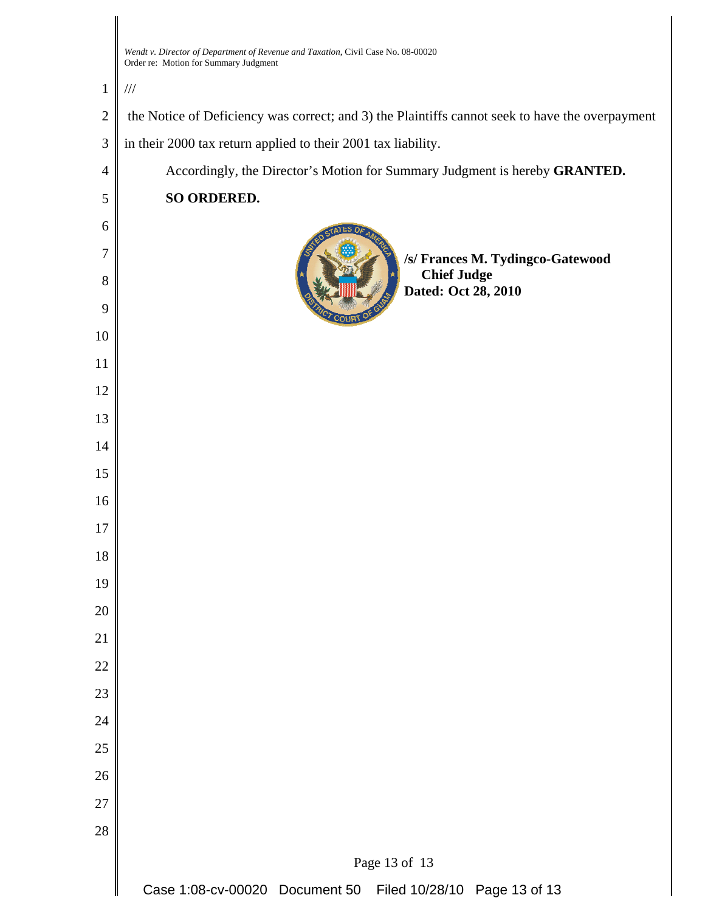///

the Notice of Deficiency was correct; and 3) the Plaintiffs cannot seek to have the overpayment in their 2000 tax return applied to their 2001 tax liability.

Accordingly, the Director's Motion for Summary Judgment is hereby **GRANTED.**

**SO ORDERED.**

**/s/ Frances M. Tydingco-Gatewood**
**Chief Judge**
**Dated: Oct 28, 2010**